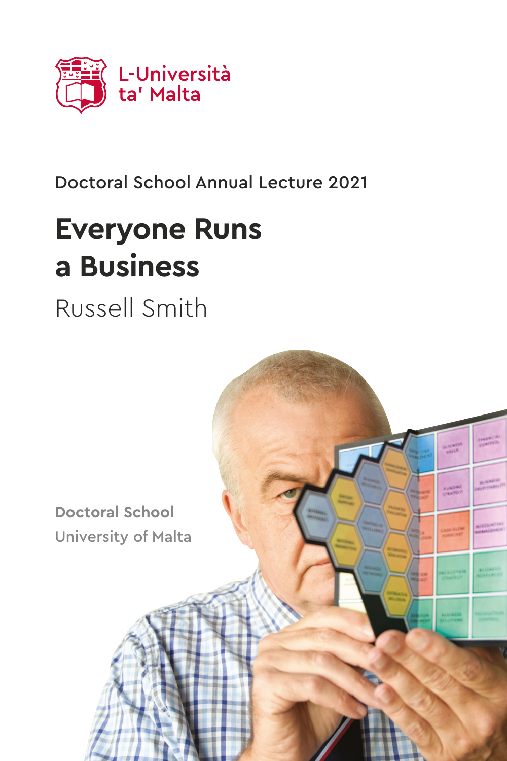L-Università ta' Malta

Doctoral School Annual Lecture 2021

# Everyone Runs a Business

Russell Smith

**Doctoral School**
University of Malta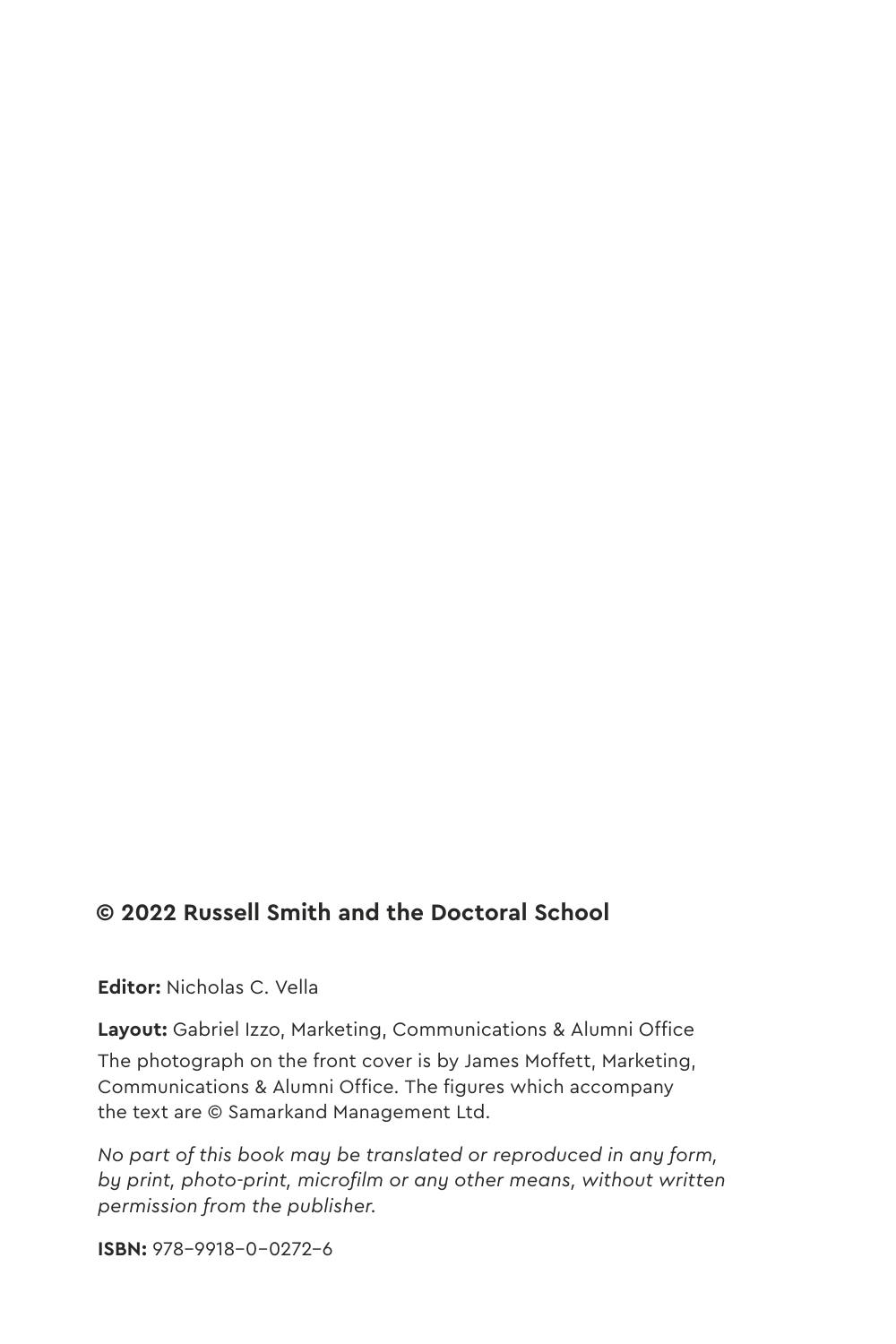**© 2022 Russell Smith and the Doctoral School**

**Editor:** Nicholas C. Vella

**Layout:** Gabriel Izzo, Marketing, Communications & Alumni Office

The photograph on the front cover is by James Moffett, Marketing, Communications & Alumni Office. The figures which accompany the text are © Samarkand Management Ltd.

*No part of this book may be translated or reproduced in any form, by print, photo-print, microfilm or any other means, without written permission from the publisher.*

**ISBN:** 978-9918-0-0272-6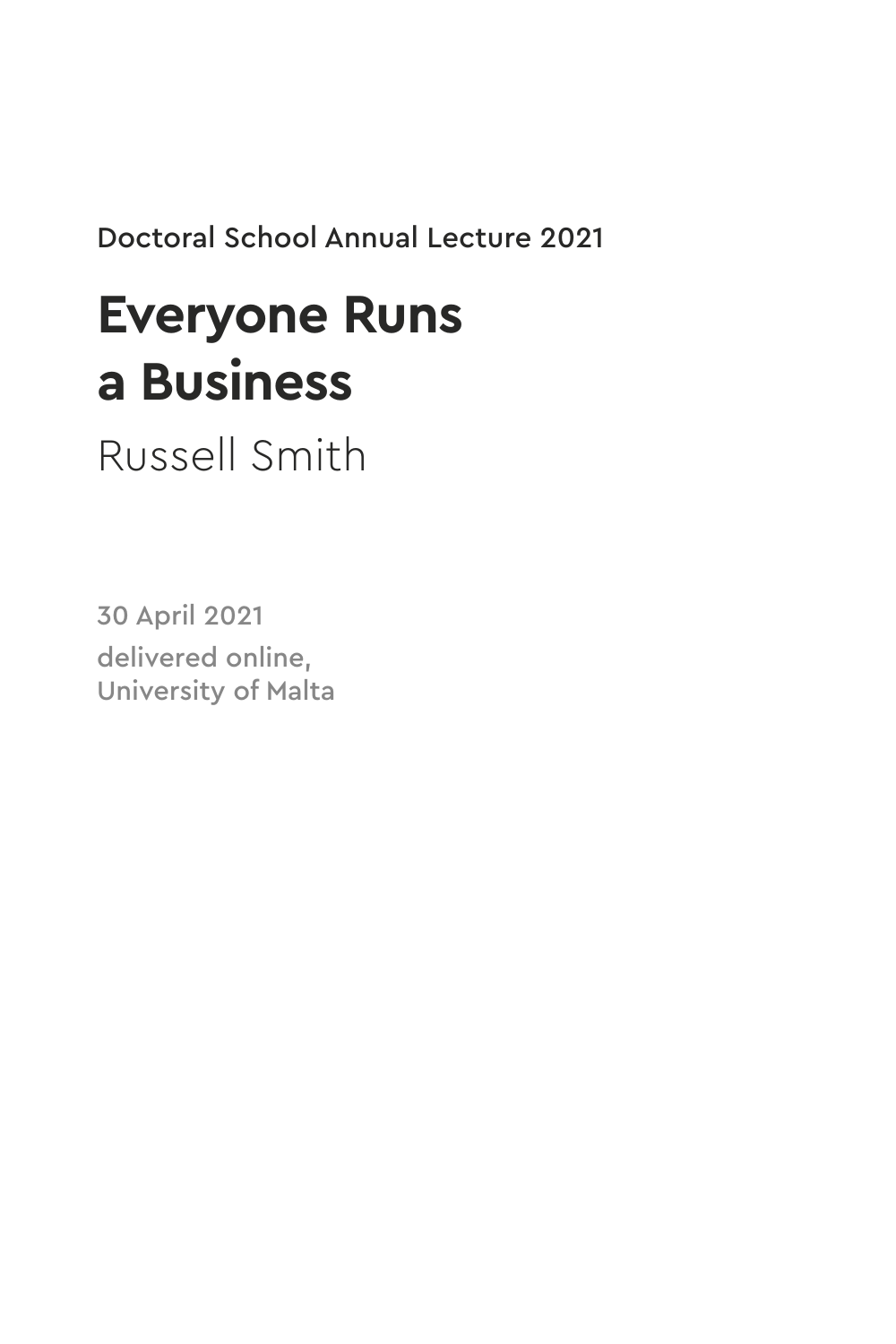Doctoral School Annual Lecture 2021

# Everyone Runs a Business

Russell Smith

30 April 2021

delivered online,
University of Malta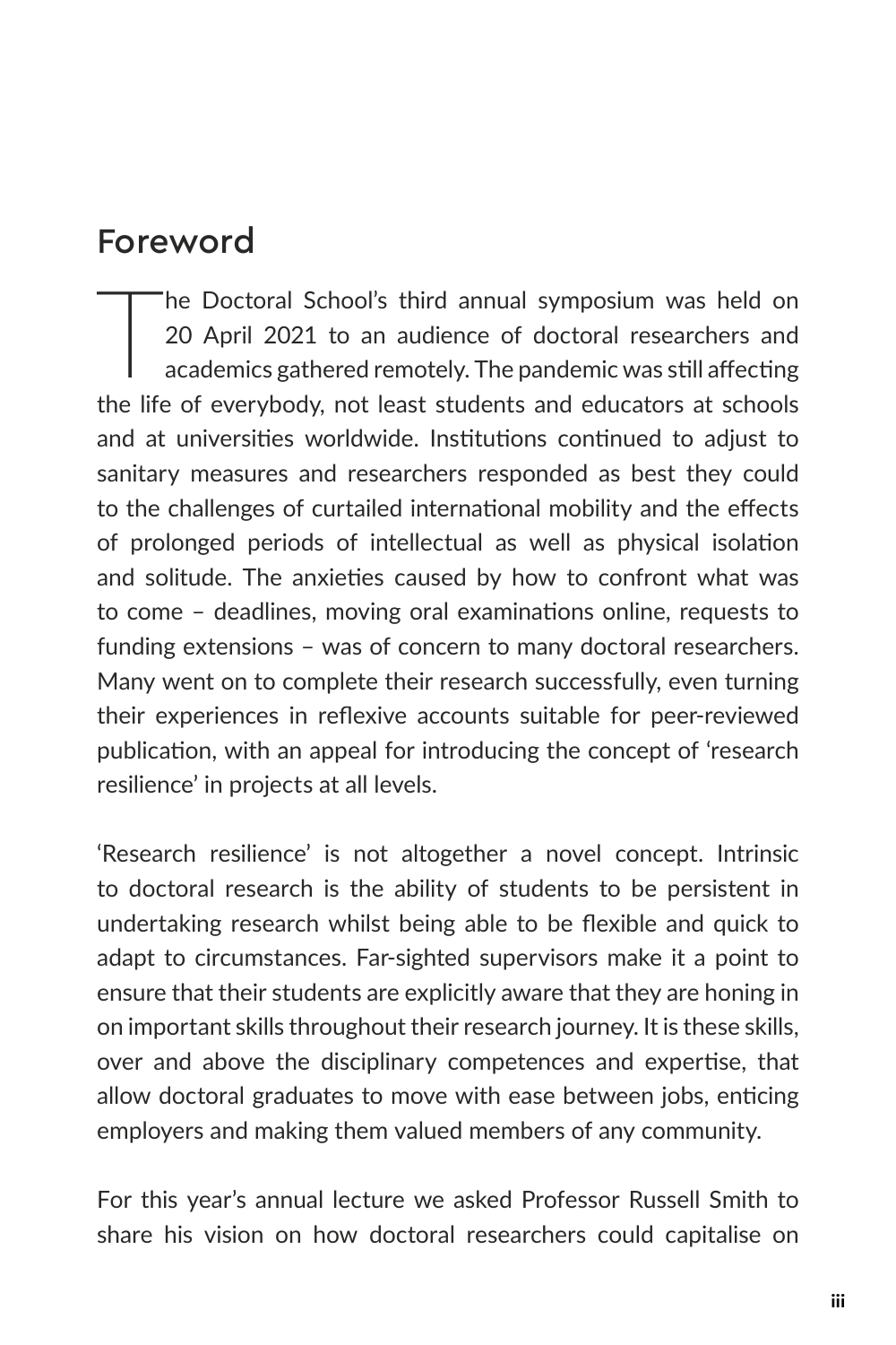## Foreword

The Doctoral School's third annual symposium was held on 20 April 2021 to an audience of doctoral researchers and academics gathered remotely. The pandemic was still affecting the life of everybody, not least students and educators at schools and at universities worldwide. Institutions continued to adjust to sanitary measures and researchers responded as best they could to the challenges of curtailed international mobility and the effects of prolonged periods of intellectual as well as physical isolation and solitude. The anxieties caused by how to confront what was to come – deadlines, moving oral examinations online, requests to funding extensions – was of concern to many doctoral researchers. Many went on to complete their research successfully, even turning their experiences in reflexive accounts suitable for peer-reviewed publication, with an appeal for introducing the concept of 'research resilience' in projects at all levels.

'Research resilience' is not altogether a novel concept. Intrinsic to doctoral research is the ability of students to be persistent in undertaking research whilst being able to be flexible and quick to adapt to circumstances. Far-sighted supervisors make it a point to ensure that their students are explicitly aware that they are honing in on important skills throughout their research journey. It is these skills, over and above the disciplinary competences and expertise, that allow doctoral graduates to move with ease between jobs, enticing employers and making them valued members of any community.

For this year's annual lecture we asked Professor Russell Smith to share his vision on how doctoral researchers could capitalise on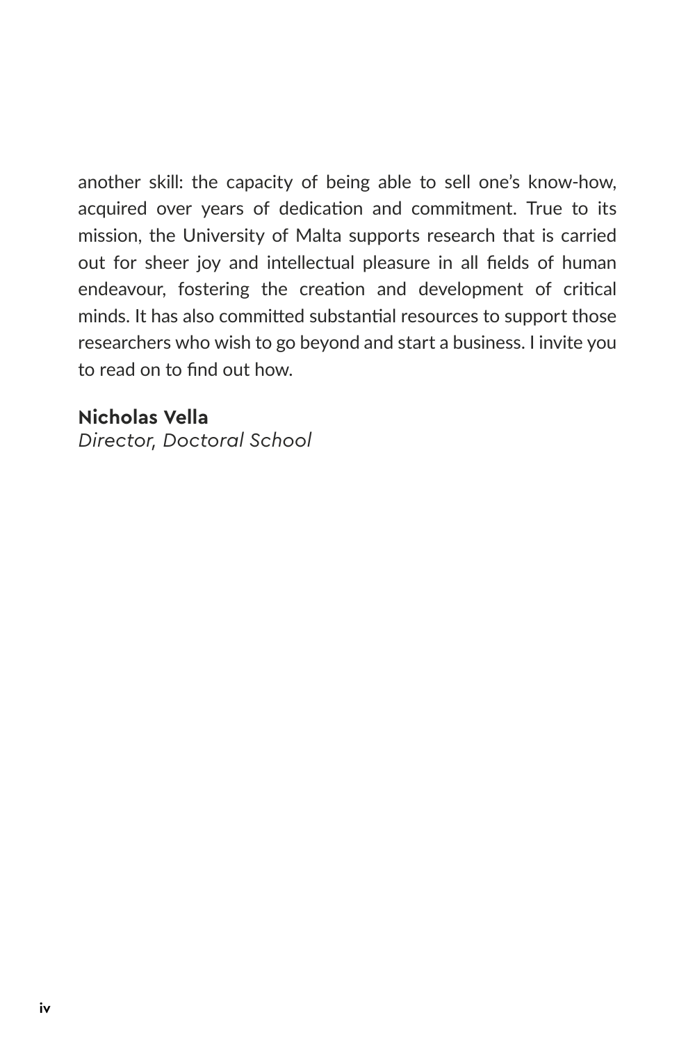another skill: the capacity of being able to sell one's know-how, acquired over years of dedication and commitment. True to its mission, the University of Malta supports research that is carried out for sheer joy and intellectual pleasure in all fields of human endeavour, fostering the creation and development of critical minds. It has also committed substantial resources to support those researchers who wish to go beyond and start a business. I invite you to read on to find out how.

**Nicholas Vella**
*Director, Doctoral School*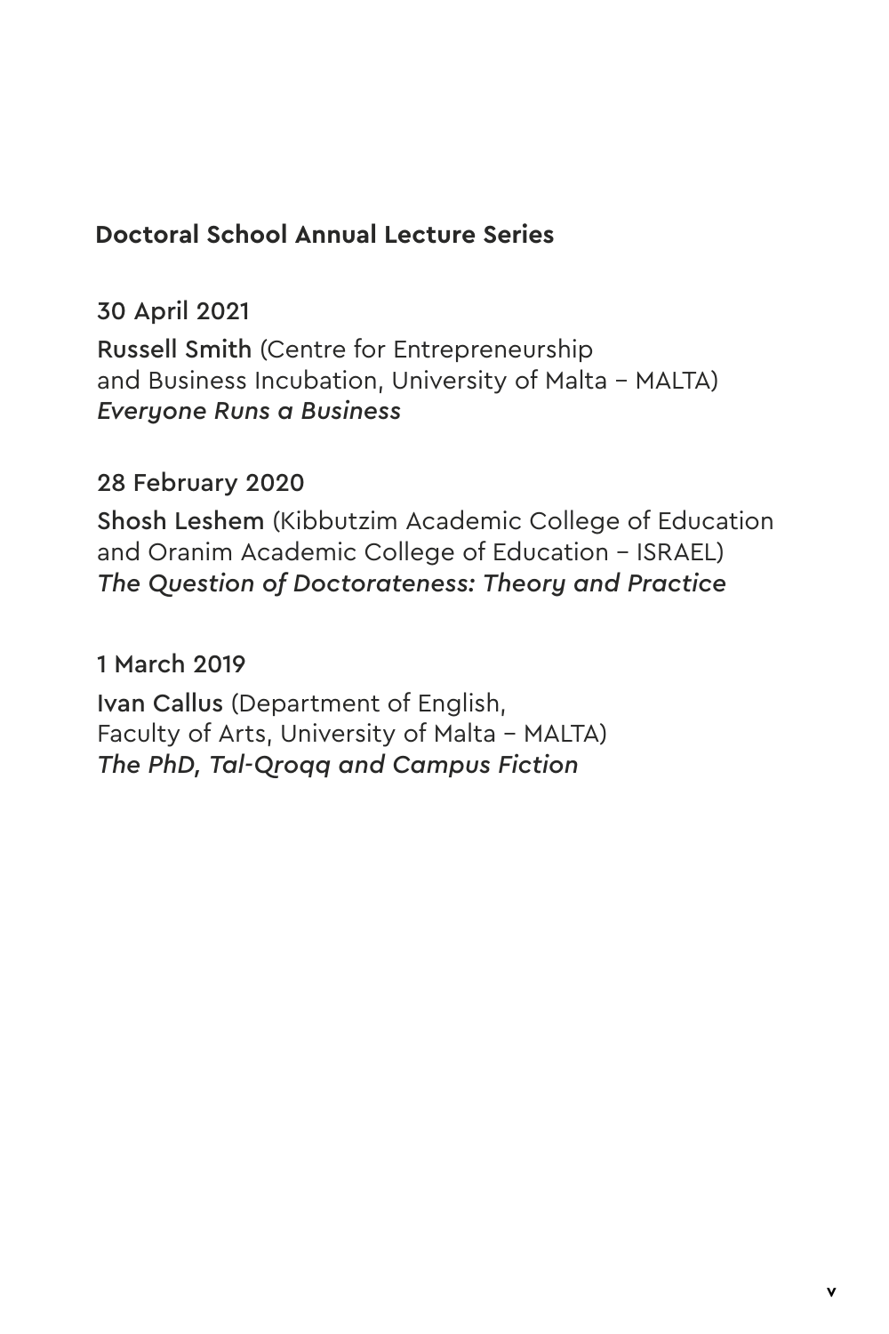## Doctoral School Annual Lecture Series

30 April 2021

Russell Smith (Centre for Entrepreneurship and Business Incubation, University of Malta – MALTA)
*Everyone Runs a Business*

28 February 2020

Shosh Leshem (Kibbutzim Academic College of Education and Oranim Academic College of Education – ISRAEL)
*The Question of Doctorateness: Theory and Practice*

1 March 2019

Ivan Callus (Department of English, Faculty of Arts, University of Malta – MALTA)
*The PhD, Tal-Qroqq and Campus Fiction*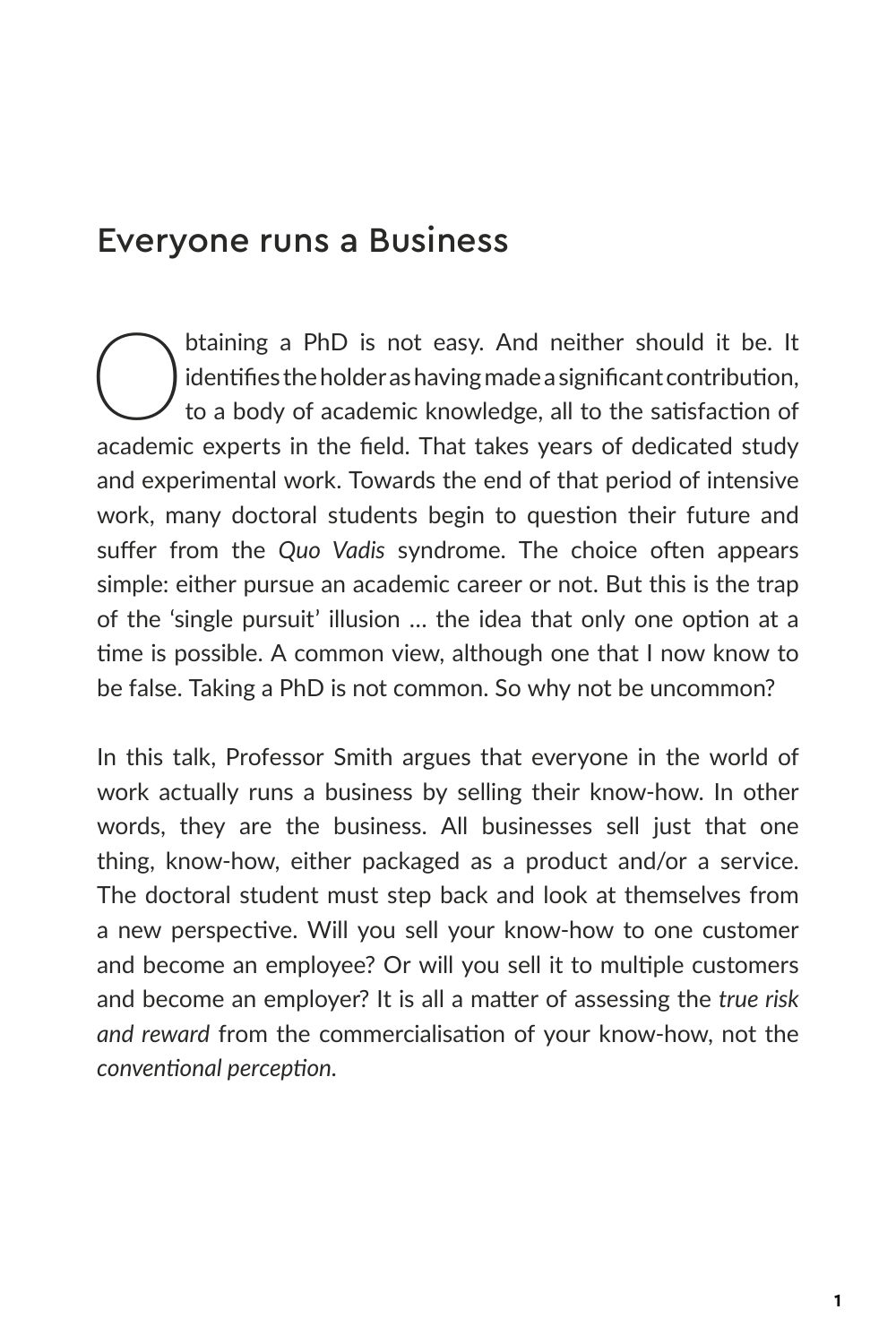## Everyone runs a Business

Obtaining a PhD is not easy. And neither should it be. It identifies the holder as having made a significant contribution, to a body of academic knowledge, all to the satisfaction of academic experts in the field. That takes years of dedicated study and experimental work. Towards the end of that period of intensive work, many doctoral students begin to question their future and suffer from the *Quo Vadis* syndrome. The choice often appears simple: either pursue an academic career or not. But this is the trap of the 'single pursuit' illusion … the idea that only one option at a time is possible. A common view, although one that I now know to be false. Taking a PhD is not common. So why not be uncommon?

In this talk, Professor Smith argues that everyone in the world of work actually runs a business by selling their know-how. In other words, they are the business. All businesses sell just that one thing, know-how, either packaged as a product and/or a service. The doctoral student must step back and look at themselves from a new perspective. Will you sell your know-how to one customer and become an employee? Or will you sell it to multiple customers and become an employer? It is all a matter of assessing the *true risk and reward* from the commercialisation of your know-how, not the *conventional perception*.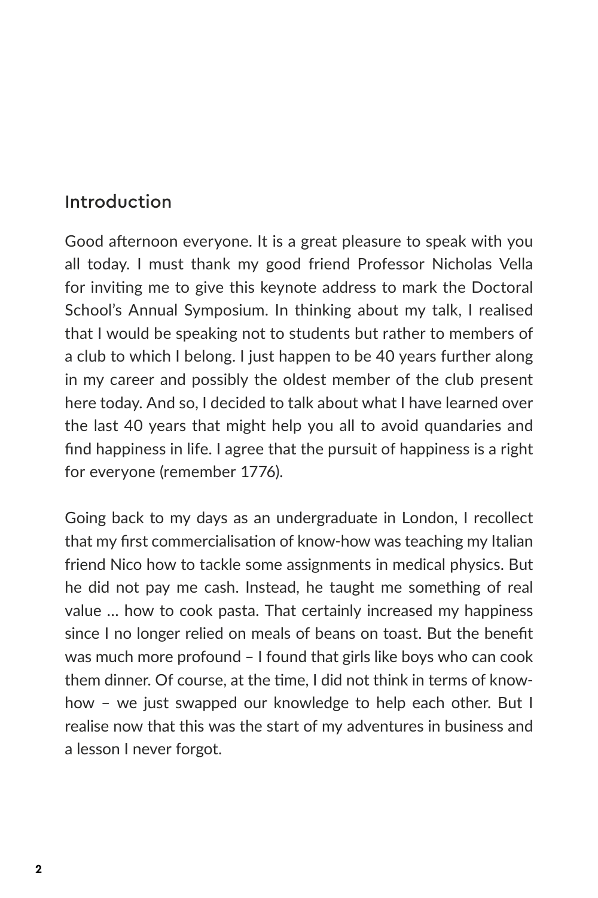## Introduction

Good afternoon everyone. It is a great pleasure to speak with you all today. I must thank my good friend Professor Nicholas Vella for inviting me to give this keynote address to mark the Doctoral School's Annual Symposium. In thinking about my talk, I realised that I would be speaking not to students but rather to members of a club to which I belong. I just happen to be 40 years further along in my career and possibly the oldest member of the club present here today. And so, I decided to talk about what I have learned over the last 40 years that might help you all to avoid quandaries and find happiness in life. I agree that the pursuit of happiness is a right for everyone (remember 1776).

Going back to my days as an undergraduate in London, I recollect that my first commercialisation of know-how was teaching my Italian friend Nico how to tackle some assignments in medical physics. But he did not pay me cash. Instead, he taught me something of real value … how to cook pasta. That certainly increased my happiness since I no longer relied on meals of beans on toast. But the benefit was much more profound – I found that girls like boys who can cook them dinner. Of course, at the time, I did not think in terms of know-how – we just swapped our knowledge to help each other. But I realise now that this was the start of my adventures in business and a lesson I never forgot.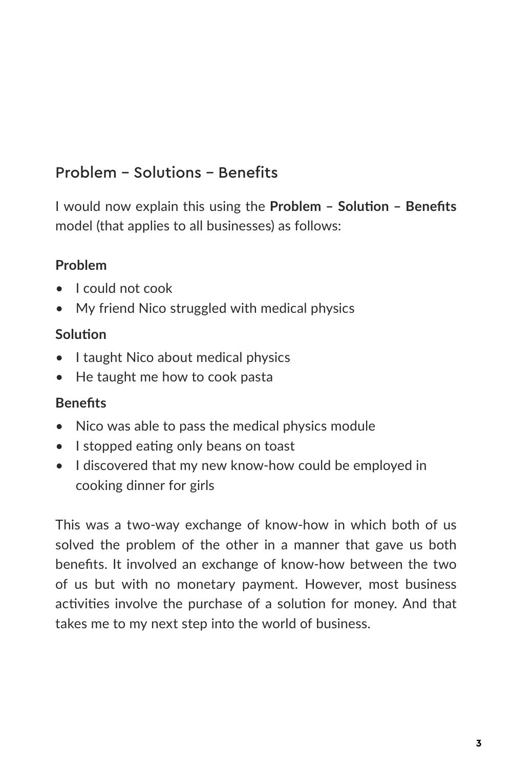## Problem – Solutions – Benefits

I would now explain this using the **Problem – Solution – Benefits** model (that applies to all businesses) as follows:

**Problem**

- I could not cook
- My friend Nico struggled with medical physics

**Solution**

- I taught Nico about medical physics
- He taught me how to cook pasta

**Benefits**

- Nico was able to pass the medical physics module
- I stopped eating only beans on toast
- I discovered that my new know-how could be employed in cooking dinner for girls

This was a two-way exchange of know-how in which both of us solved the problem of the other in a manner that gave us both benefits. It involved an exchange of know-how between the two of us but with no monetary payment. However, most business activities involve the purchase of a solution for money. And that takes me to my next step into the world of business.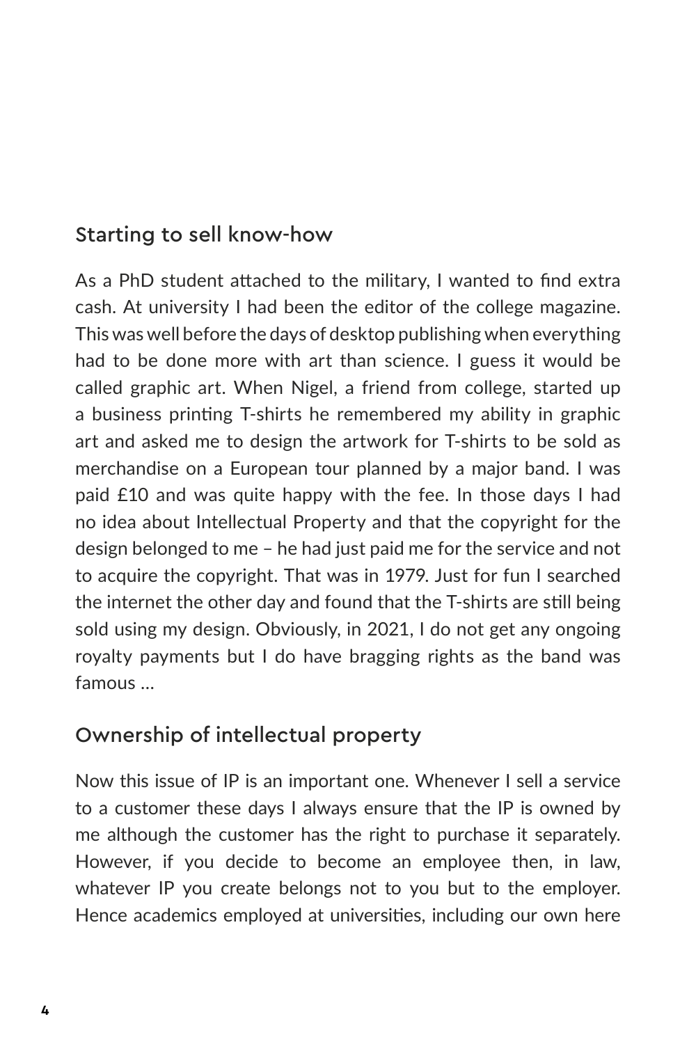## Starting to sell know-how

As a PhD student attached to the military, I wanted to find extra cash. At university I had been the editor of the college magazine. This was well before the days of desktop publishing when everything had to be done more with art than science. I guess it would be called graphic art. When Nigel, a friend from college, started up a business printing T-shirts he remembered my ability in graphic art and asked me to design the artwork for T-shirts to be sold as merchandise on a European tour planned by a major band. I was paid £10 and was quite happy with the fee. In those days I had no idea about Intellectual Property and that the copyright for the design belonged to me – he had just paid me for the service and not to acquire the copyright. That was in 1979. Just for fun I searched the internet the other day and found that the T-shirts are still being sold using my design. Obviously, in 2021, I do not get any ongoing royalty payments but I do have bragging rights as the band was famous ...

## Ownership of intellectual property

Now this issue of IP is an important one. Whenever I sell a service to a customer these days I always ensure that the IP is owned by me although the customer has the right to purchase it separately. However, if you decide to become an employee then, in law, whatever IP you create belongs not to you but to the employer. Hence academics employed at universities, including our own here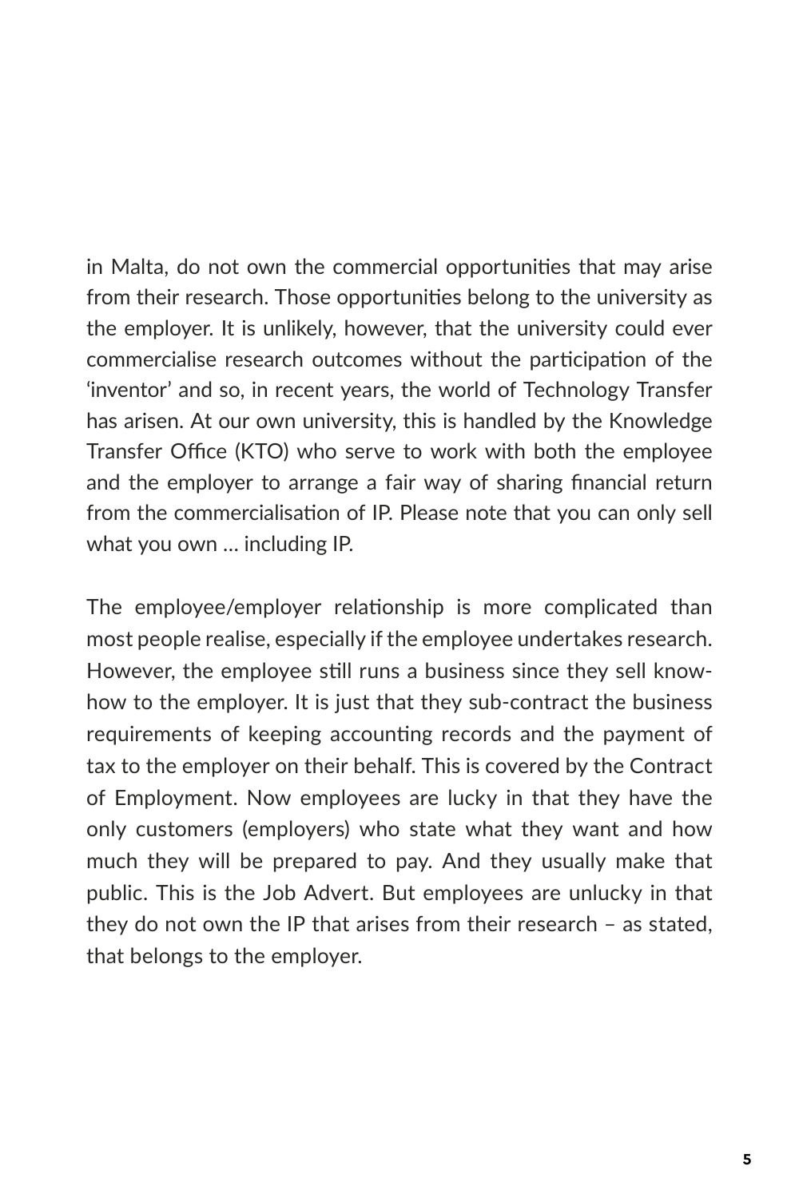in Malta, do not own the commercial opportunities that may arise from their research. Those opportunities belong to the university as the employer. It is unlikely, however, that the university could ever commercialise research outcomes without the participation of the 'inventor' and so, in recent years, the world of Technology Transfer has arisen. At our own university, this is handled by the Knowledge Transfer Office (KTO) who serve to work with both the employee and the employer to arrange a fair way of sharing financial return from the commercialisation of IP. Please note that you can only sell what you own … including IP.

The employee/employer relationship is more complicated than most people realise, especially if the employee undertakes research. However, the employee still runs a business since they sell know-how to the employer. It is just that they sub-contract the business requirements of keeping accounting records and the payment of tax to the employer on their behalf. This is covered by the Contract of Employment. Now employees are lucky in that they have the only customers (employers) who state what they want and how much they will be prepared to pay. And they usually make that public. This is the Job Advert. But employees are unlucky in that they do not own the IP that arises from their research – as stated, that belongs to the employer.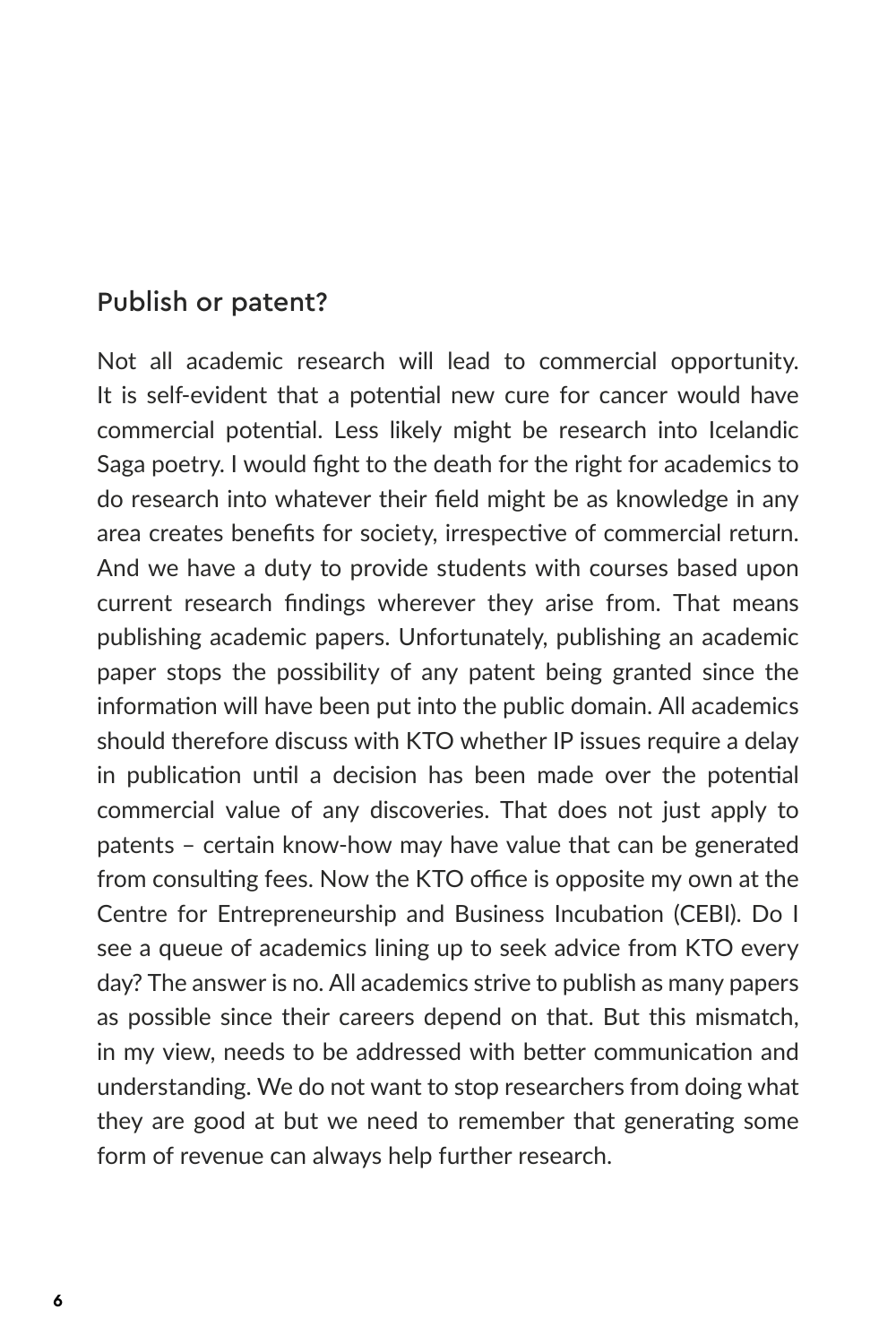## Publish or patent?

Not all academic research will lead to commercial opportunity. It is self-evident that a potential new cure for cancer would have commercial potential. Less likely might be research into Icelandic Saga poetry. I would fight to the death for the right for academics to do research into whatever their field might be as knowledge in any area creates benefits for society, irrespective of commercial return. And we have a duty to provide students with courses based upon current research findings wherever they arise from. That means publishing academic papers. Unfortunately, publishing an academic paper stops the possibility of any patent being granted since the information will have been put into the public domain. All academics should therefore discuss with KTO whether IP issues require a delay in publication until a decision has been made over the potential commercial value of any discoveries. That does not just apply to patents – certain know-how may have value that can be generated from consulting fees. Now the KTO office is opposite my own at the Centre for Entrepreneurship and Business Incubation (CEBI). Do I see a queue of academics lining up to seek advice from KTO every day? The answer is no. All academics strive to publish as many papers as possible since their careers depend on that. But this mismatch, in my view, needs to be addressed with better communication and understanding. We do not want to stop researchers from doing what they are good at but we need to remember that generating some form of revenue can always help further research.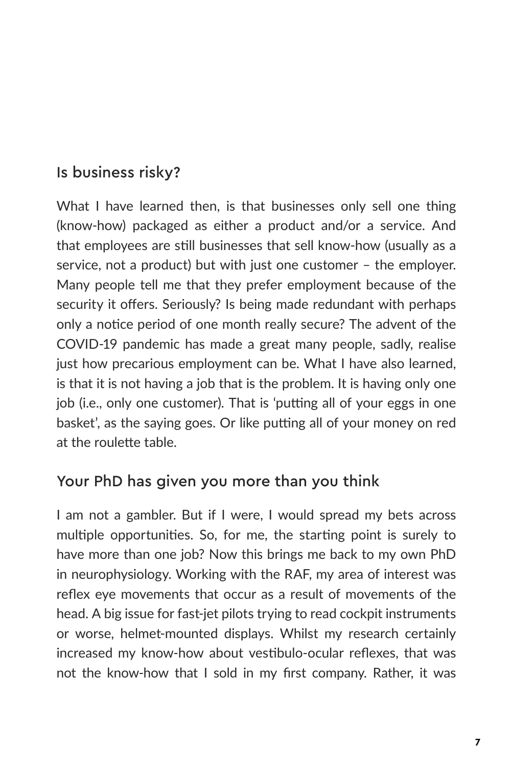## Is business risky?

What I have learned then, is that businesses only sell one thing (know-how) packaged as either a product and/or a service. And that employees are still businesses that sell know-how (usually as a service, not a product) but with just one customer – the employer. Many people tell me that they prefer employment because of the security it offers. Seriously? Is being made redundant with perhaps only a notice period of one month really secure? The advent of the COVID-19 pandemic has made a great many people, sadly, realise just how precarious employment can be. What I have also learned, is that it is not having a job that is the problem. It is having only one job (i.e., only one customer). That is 'putting all of your eggs in one basket', as the saying goes. Or like putting all of your money on red at the roulette table.

## Your PhD has given you more than you think

I am not a gambler. But if I were, I would spread my bets across multiple opportunities. So, for me, the starting point is surely to have more than one job? Now this brings me back to my own PhD in neurophysiology. Working with the RAF, my area of interest was reflex eye movements that occur as a result of movements of the head. A big issue for fast-jet pilots trying to read cockpit instruments or worse, helmet-mounted displays. Whilst my research certainly increased my know-how about vestibulo-ocular reflexes, that was not the know-how that I sold in my first company. Rather, it was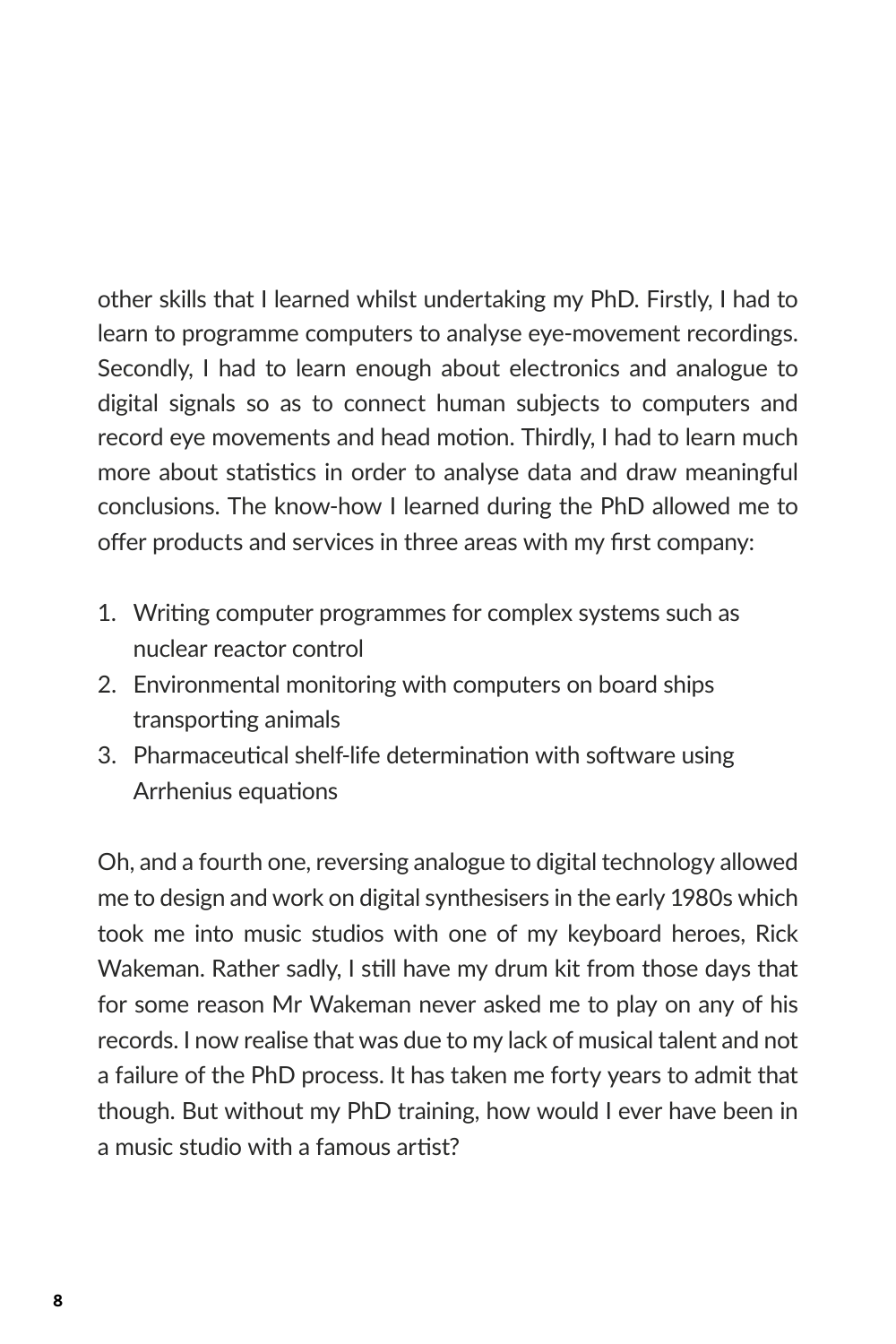other skills that I learned whilst undertaking my PhD. Firstly, I had to learn to programme computers to analyse eye-movement recordings. Secondly, I had to learn enough about electronics and analogue to digital signals so as to connect human subjects to computers and record eye movements and head motion. Thirdly, I had to learn much more about statistics in order to analyse data and draw meaningful conclusions. The know-how I learned during the PhD allowed me to offer products and services in three areas with my first company:

1. Writing computer programmes for complex systems such as nuclear reactor control
2. Environmental monitoring with computers on board ships transporting animals
3. Pharmaceutical shelf-life determination with software using Arrhenius equations

Oh, and a fourth one, reversing analogue to digital technology allowed me to design and work on digital synthesisers in the early 1980s which took me into music studios with one of my keyboard heroes, Rick Wakeman. Rather sadly, I still have my drum kit from those days that for some reason Mr Wakeman never asked me to play on any of his records. I now realise that was due to my lack of musical talent and not a failure of the PhD process. It has taken me forty years to admit that though. But without my PhD training, how would I ever have been in a music studio with a famous artist?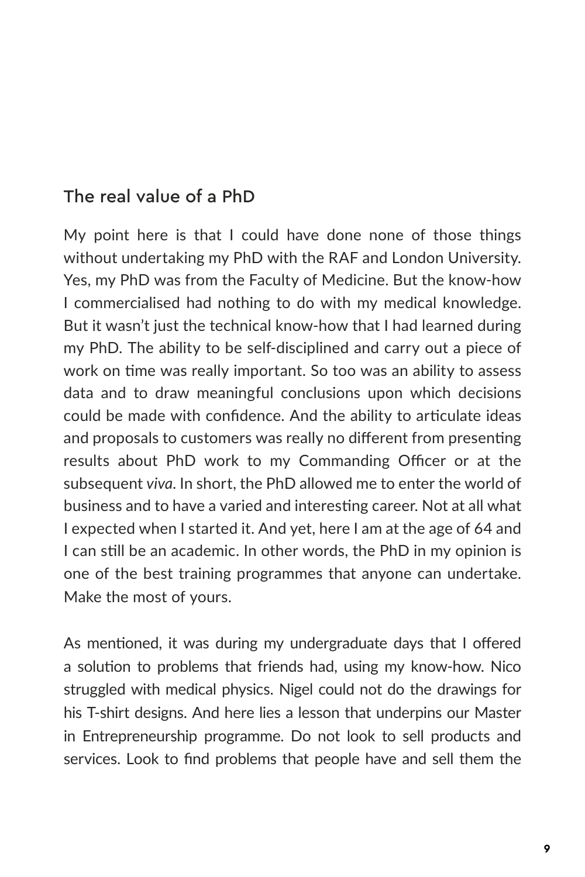## The real value of a PhD

My point here is that I could have done none of those things without undertaking my PhD with the RAF and London University. Yes, my PhD was from the Faculty of Medicine. But the know-how I commercialised had nothing to do with my medical knowledge. But it wasn't just the technical know-how that I had learned during my PhD. The ability to be self-disciplined and carry out a piece of work on time was really important. So too was an ability to assess data and to draw meaningful conclusions upon which decisions could be made with confidence. And the ability to articulate ideas and proposals to customers was really no different from presenting results about PhD work to my Commanding Officer or at the subsequent *viva*. In short, the PhD allowed me to enter the world of business and to have a varied and interesting career. Not at all what I expected when I started it. And yet, here I am at the age of 64 and I can still be an academic. In other words, the PhD in my opinion is one of the best training programmes that anyone can undertake. Make the most of yours.

As mentioned, it was during my undergraduate days that I offered a solution to problems that friends had, using my know-how. Nico struggled with medical physics. Nigel could not do the drawings for his T-shirt designs. And here lies a lesson that underpins our Master in Entrepreneurship programme. Do not look to sell products and services. Look to find problems that people have and sell them the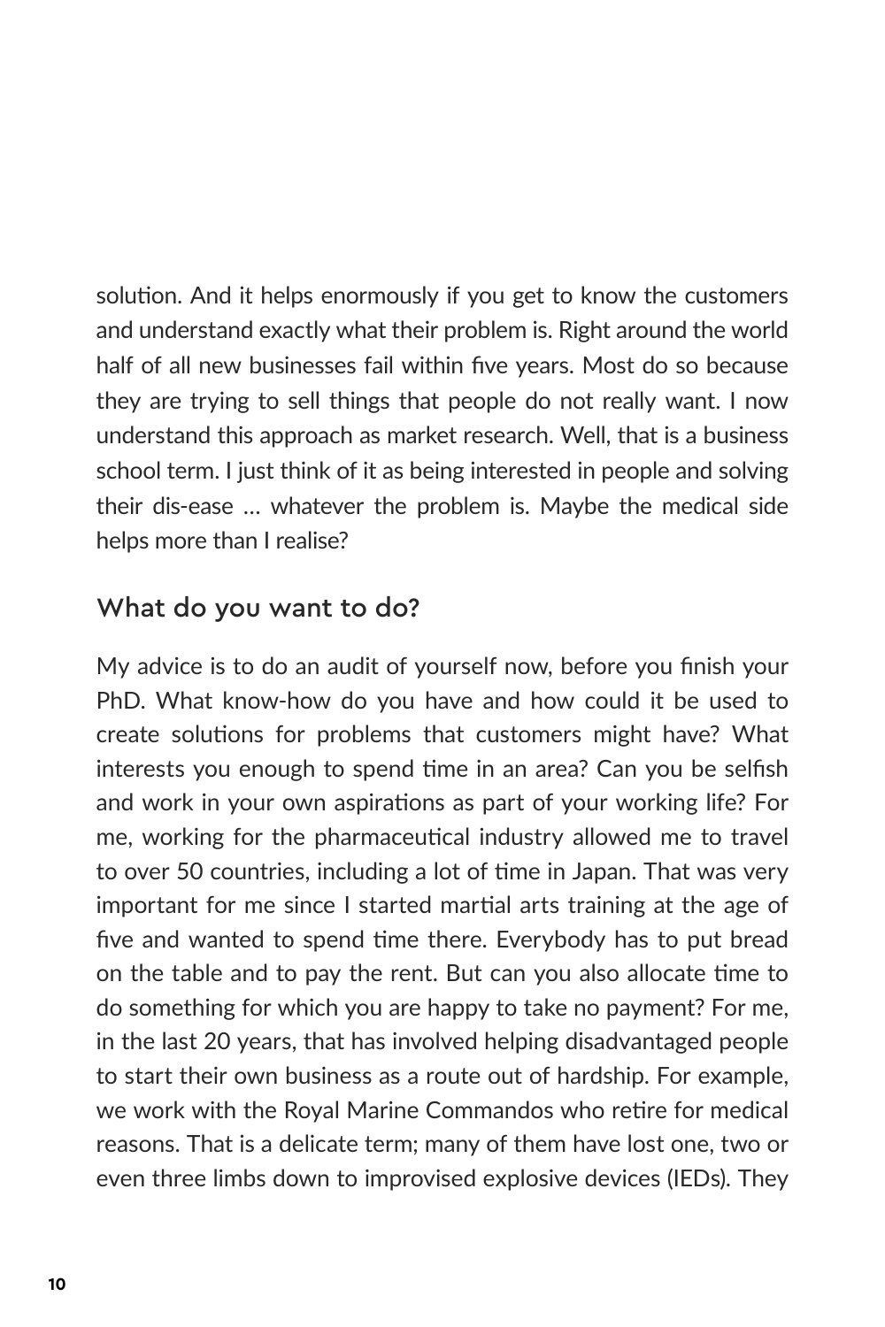solution. And it helps enormously if you get to know the customers and understand exactly what their problem is. Right around the world half of all new businesses fail within five years. Most do so because they are trying to sell things that people do not really want. I now understand this approach as market research. Well, that is a business school term. I just think of it as being interested in people and solving their dis-ease … whatever the problem is. Maybe the medical side helps more than I realise?

## What do you want to do?

My advice is to do an audit of yourself now, before you finish your PhD. What know-how do you have and how could it be used to create solutions for problems that customers might have? What interests you enough to spend time in an area? Can you be selfish and work in your own aspirations as part of your working life? For me, working for the pharmaceutical industry allowed me to travel to over 50 countries, including a lot of time in Japan. That was very important for me since I started martial arts training at the age of five and wanted to spend time there. Everybody has to put bread on the table and to pay the rent. But can you also allocate time to do something for which you are happy to take no payment? For me, in the last 20 years, that has involved helping disadvantaged people to start their own business as a route out of hardship. For example, we work with the Royal Marine Commandos who retire for medical reasons. That is a delicate term; many of them have lost one, two or even three limbs down to improvised explosive devices (IEDs). They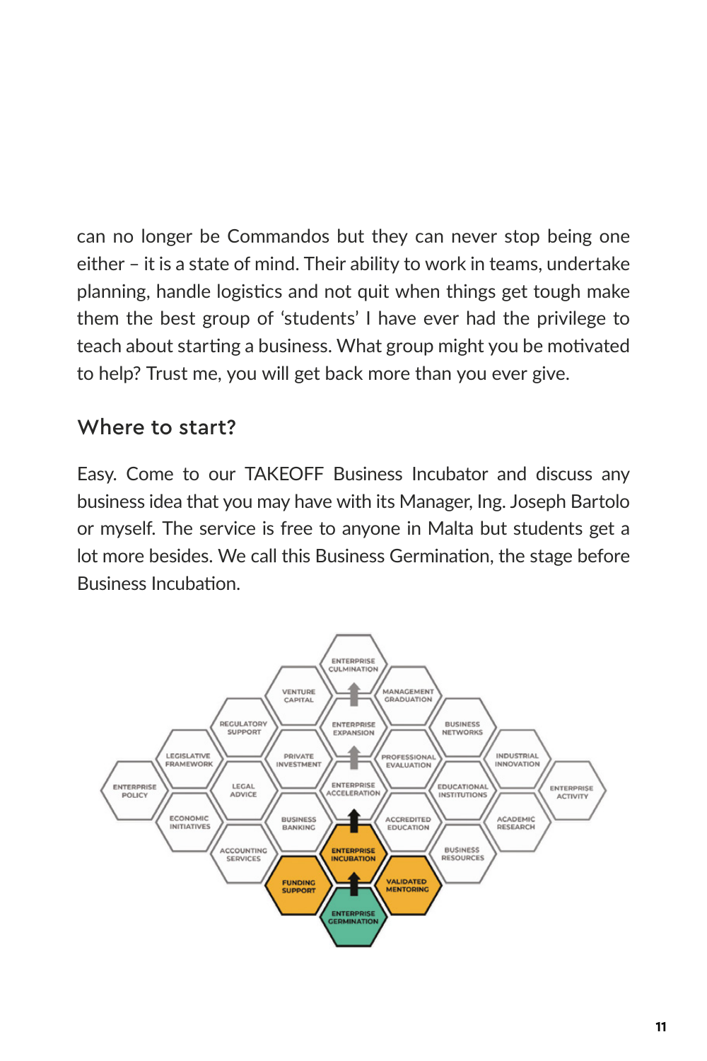can no longer be Commandos but they can never stop being one either – it is a state of mind. Their ability to work in teams, undertake planning, handle logistics and not quit when things get tough make them the best group of 'students' I have ever had the privilege to teach about starting a business. What group might you be motivated to help? Trust me, you will get back more than you ever give.

## Where to start?

Easy. Come to our TAKEOFF Business Incubator and discuss any business idea that you may have with its Manager, Ing. Joseph Bartolo or myself. The service is free to anyone in Malta but students get a lot more besides. We call this Business Germination, the stage before Business Incubation.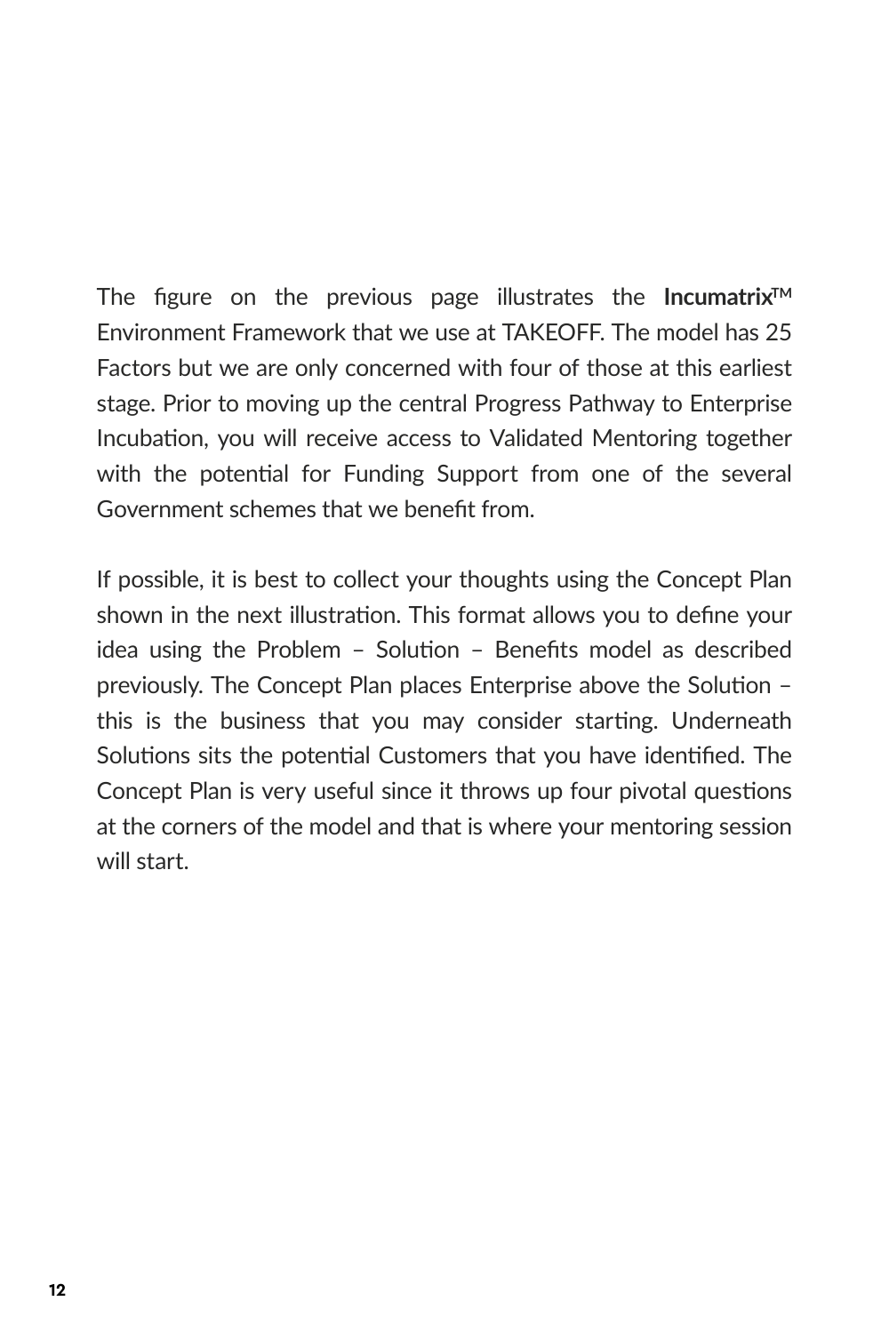The figure on the previous page illustrates the **Incumatrix**™ Environment Framework that we use at TAKEOFF. The model has 25 Factors but we are only concerned with four of those at this earliest stage. Prior to moving up the central Progress Pathway to Enterprise Incubation, you will receive access to Validated Mentoring together with the potential for Funding Support from one of the several Government schemes that we benefit from.

If possible, it is best to collect your thoughts using the Concept Plan shown in the next illustration. This format allows you to define your idea using the Problem – Solution – Benefits model as described previously. The Concept Plan places Enterprise above the Solution – this is the business that you may consider starting. Underneath Solutions sits the potential Customers that you have identified. The Concept Plan is very useful since it throws up four pivotal questions at the corners of the model and that is where your mentoring session will start.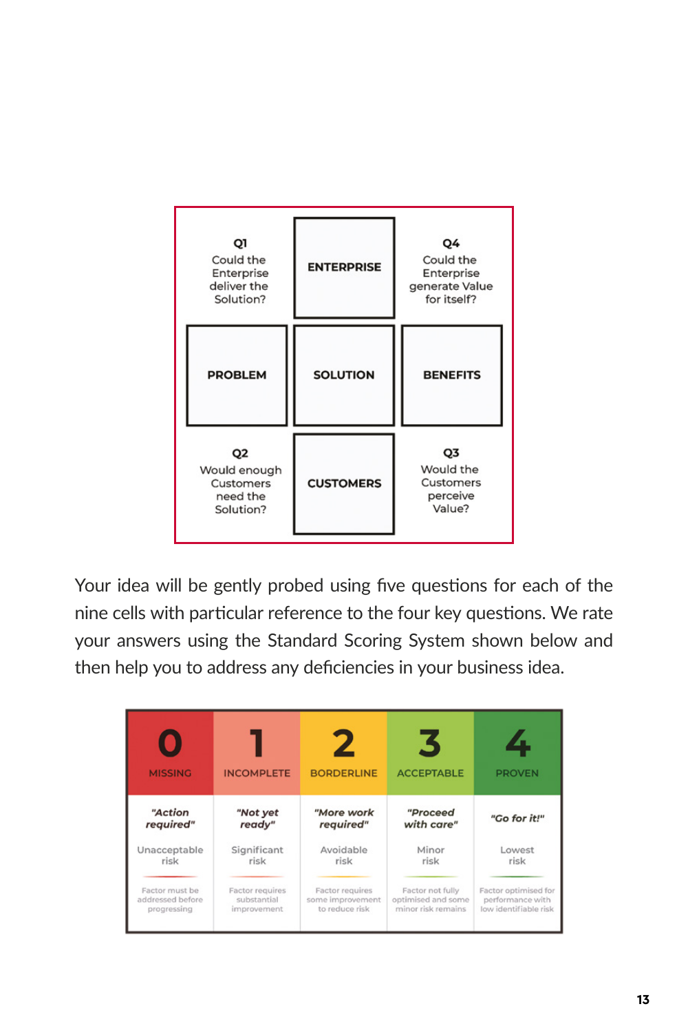| Q1<br>Could the Enterprise deliver the Solution? | ENTERPRISE | Q4<br>Could the Enterprise generate Value for itself? |
|---|---|---|
| PROBLEM | SOLUTION | BENEFITS |
| Q2<br>Would enough Customers need the Solution? | CUSTOMERS | Q3<br>Would the Customers perceive Value? |

Your idea will be gently probed using five questions for each of the nine cells with particular reference to the four key questions. We rate your answers using the Standard Scoring System shown below and then help you to address any deficiencies in your business idea.

| 0<br>MISSING | 1<br>INCOMPLETE | 2<br>BORDERLINE | 3<br>ACCEPTABLE | 4<br>PROVEN |
|---|---|---|---|---|
| *"Action required"* | *"Not yet ready"* | *"More work required"* | *"Proceed with care"* | *"Go for it!"* |
| Unacceptable risk | Significant risk | Avoidable risk | Minor risk | Lowest risk |
| Factor must be addressed before progressing | Factor requires substantial improvement | Factor requires some improvement to reduce risk | Factor not fully optimised and some minor risk remains | Factor optimised for performance with low identifiable risk |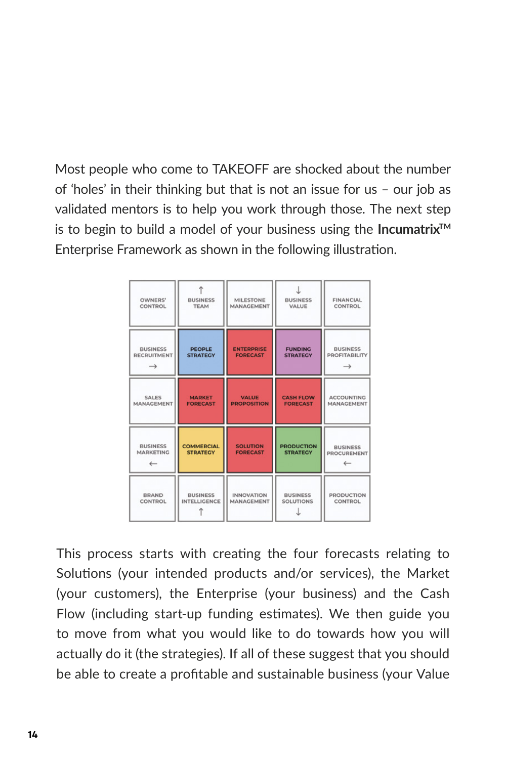Most people who come to TAKEOFF are shocked about the number of 'holes' in their thinking but that is not an issue for us – our job as validated mentors is to help you work through those. The next step is to begin to build a model of your business using the **Incumatrix**™ Enterprise Framework as shown in the following illustration.

| ↑ | | ↓ | | |
|---|---|---|---|---|
| OWNERS' CONTROL | ↑ BUSINESS TEAM | MILESTONE MANAGEMENT | ↓ BUSINESS VALUE | FINANCIAL CONTROL |
| BUSINESS RECRUITMENT → | PEOPLE STRATEGY | ENTERPRISE FORECAST | FUNDING STRATEGY | BUSINESS PROFITABILITY → |
| SALES MANAGEMENT | MARKET FORECAST | VALUE PROPOSITION | CASH FLOW FORECAST | ACCOUNTING MANAGEMENT |
| BUSINESS MARKETING ← | COMMERCIAL STRATEGY | SOLUTION FORECAST | PRODUCTION STRATEGY | BUSINESS PROCUREMENT ← |
| BRAND CONTROL | BUSINESS INTELLIGENCE ↑ | INNOVATION MANAGEMENT | BUSINESS SOLUTIONS ↓ | PRODUCTION CONTROL |

This process starts with creating the four forecasts relating to Solutions (your intended products and/or services), the Market (your customers), the Enterprise (your business) and the Cash Flow (including start-up funding estimates). We then guide you to move from what you would like to do towards how you will actually do it (the strategies). If all of these suggest that you should be able to create a profitable and sustainable business (your Value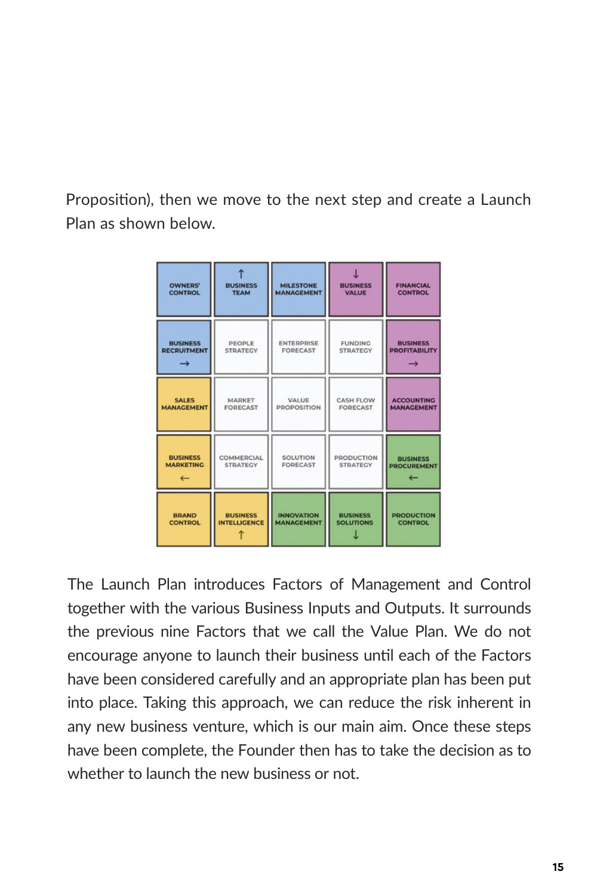Proposition), then we move to the next step and create a Launch Plan as shown below.

| OWNERS' CONTROL | ↑ BUSINESS TEAM | MILESTONE MANAGEMENT | ↓ BUSINESS VALUE | FINANCIAL CONTROL |
|---|---|---|---|---|
| BUSINESS RECRUITMENT → | PEOPLE STRATEGY | ENTERPRISE FORECAST | FUNDING STRATEGY | BUSINESS PROFITABILITY → |
| SALES MANAGEMENT | MARKET FORECAST | VALUE PROPOSITION | CASH FLOW FORECAST | ACCOUNTING MANAGEMENT |
| BUSINESS MARKETING ← | COMMERCIAL STRATEGY | SOLUTION FORECAST | PRODUCTION STRATEGY | BUSINESS PROCUREMENT ← |
| BRAND CONTROL | BUSINESS INTELLIGENCE ↑ | INNOVATION MANAGEMENT | BUSINESS SOLUTIONS ↓ | PRODUCTION CONTROL |

The Launch Plan introduces Factors of Management and Control together with the various Business Inputs and Outputs. It surrounds the previous nine Factors that we call the Value Plan. We do not encourage anyone to launch their business until each of the Factors have been considered carefully and an appropriate plan has been put into place. Taking this approach, we can reduce the risk inherent in any new business venture, which is our main aim. Once these steps have been complete, the Founder then has to take the decision as to whether to launch the new business or not.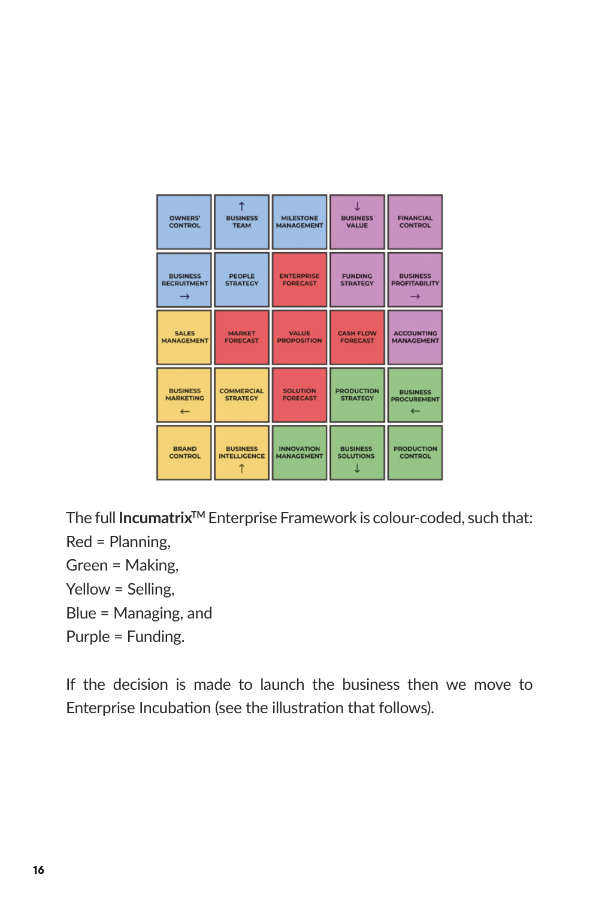| | | | | |
|---|---|---|---|---|
| OWNERS' CONTROL | ↑ BUSINESS TEAM | MILESTONE MANAGEMENT | ↓ BUSINESS VALUE | FINANCIAL CONTROL |
| BUSINESS RECRUITMENT → | PEOPLE STRATEGY | ENTERPRISE FORECAST | FUNDING STRATEGY | BUSINESS PROFITABILITY → |
| SALES MANAGEMENT | MARKET FORECAST | VALUE PROPOSITION | CASH FLOW FORECAST | ACCOUNTING MANAGEMENT |
| BUSINESS MARKETING ← | COMMERCIAL STRATEGY | SOLUTION FORECAST | PRODUCTION STRATEGY | BUSINESS PROCUREMENT ← |
| BRAND CONTROL | BUSINESS INTELLIGENCE ↑ | INNOVATION MANAGEMENT | BUSINESS SOLUTIONS ↓ | PRODUCTION CONTROL |

The full **Incumatrix**™ Enterprise Framework is colour-coded, such that:
Red = Planning,
Green = Making,
Yellow = Selling,
Blue = Managing, and
Purple = Funding.

If the decision is made to launch the business then we move to Enterprise Incubation (see the illustration that follows).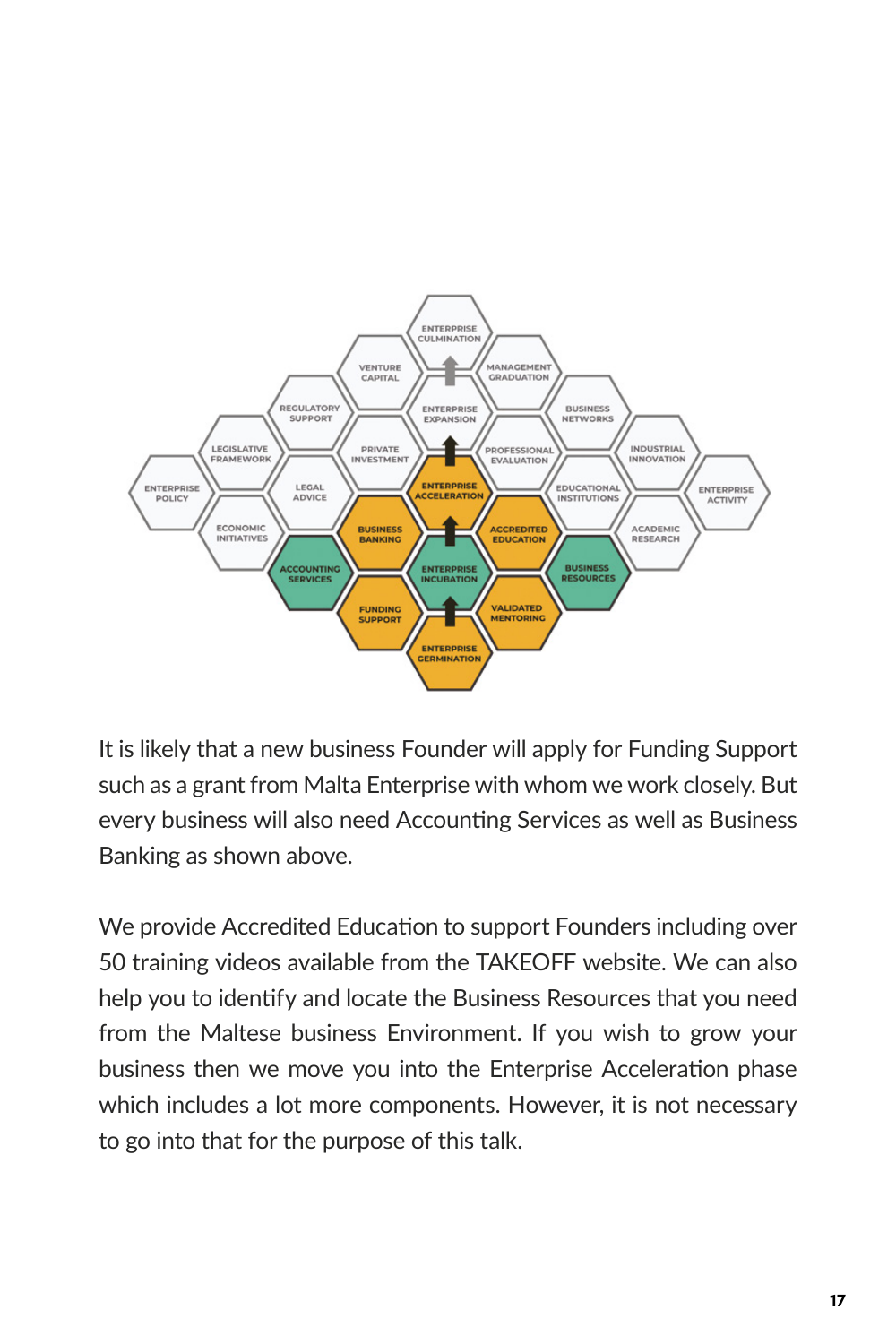It is likely that a new business Founder will apply for Funding Support such as a grant from Malta Enterprise with whom we work closely. But every business will also need Accounting Services as well as Business Banking as shown above.

We provide Accredited Education to support Founders including over 50 training videos available from the TAKEOFF website. We can also help you to identify and locate the Business Resources that you need from the Maltese business Environment. If you wish to grow your business then we move you into the Enterprise Acceleration phase which includes a lot more components. However, it is not necessary to go into that for the purpose of this talk.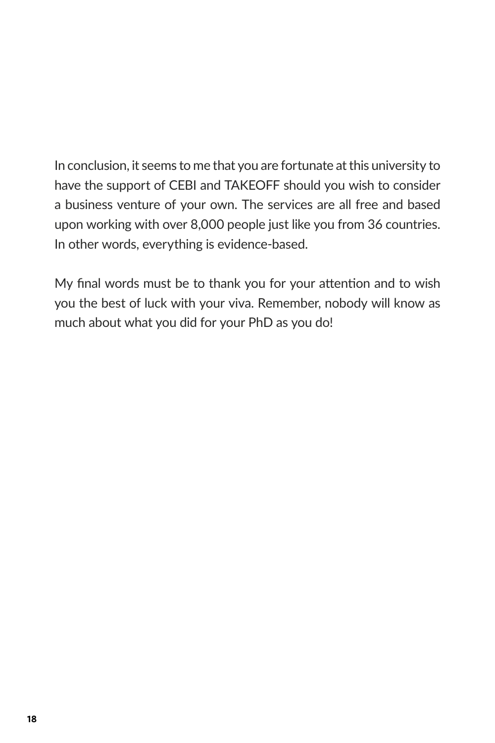In conclusion, it seems to me that you are fortunate at this university to have the support of CEBI and TAKEOFF should you wish to consider a business venture of your own. The services are all free and based upon working with over 8,000 people just like you from 36 countries. In other words, everything is evidence-based.

My final words must be to thank you for your attention and to wish you the best of luck with your viva. Remember, nobody will know as much about what you did for your PhD as you do!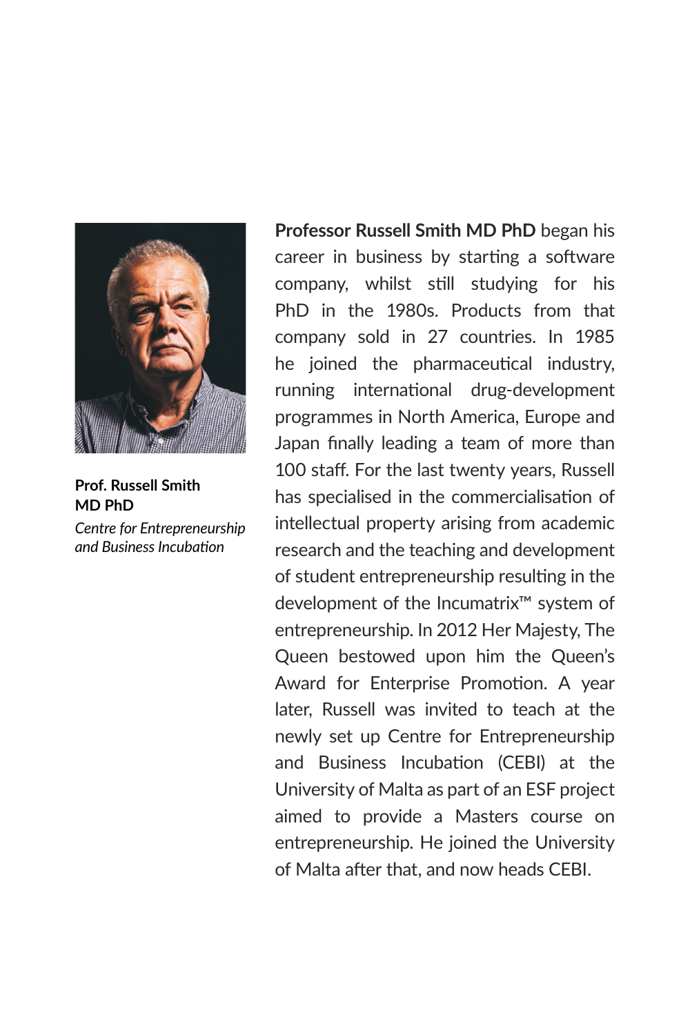**Prof. Russell Smith MD PhD**

*Centre for Entrepreneurship and Business Incubation*

**Professor Russell Smith MD PhD** began his career in business by starting a software company, whilst still studying for his PhD in the 1980s. Products from that company sold in 27 countries. In 1985 he joined the pharmaceutical industry, running international drug-development programmes in North America, Europe and Japan finally leading a team of more than 100 staff. For the last twenty years, Russell has specialised in the commercialisation of intellectual property arising from academic research and the teaching and development of student entrepreneurship resulting in the development of the Incumatrix™ system of entrepreneurship. In 2012 Her Majesty, The Queen bestowed upon him the Queen's Award for Enterprise Promotion. A year later, Russell was invited to teach at the newly set up Centre for Entrepreneurship and Business Incubation (CEBI) at the University of Malta as part of an ESF project aimed to provide a Masters course on entrepreneurship. He joined the University of Malta after that, and now heads CEBI.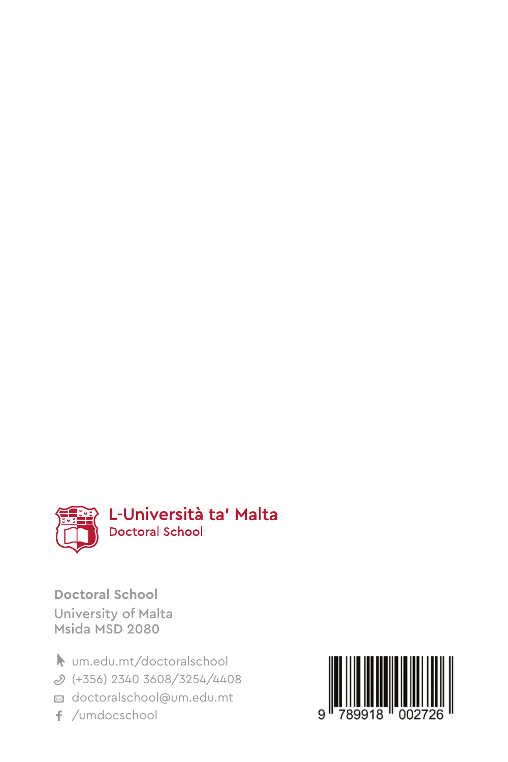L-Università ta' Malta
Doctoral School

**Doctoral School**
University of Malta
Msida MSD 2080

um.edu.mt/doctoralschool
(+356) 2340 3608/3254/4408
doctoralschool@um.edu.mt
/umdocschool

9 789918 002726